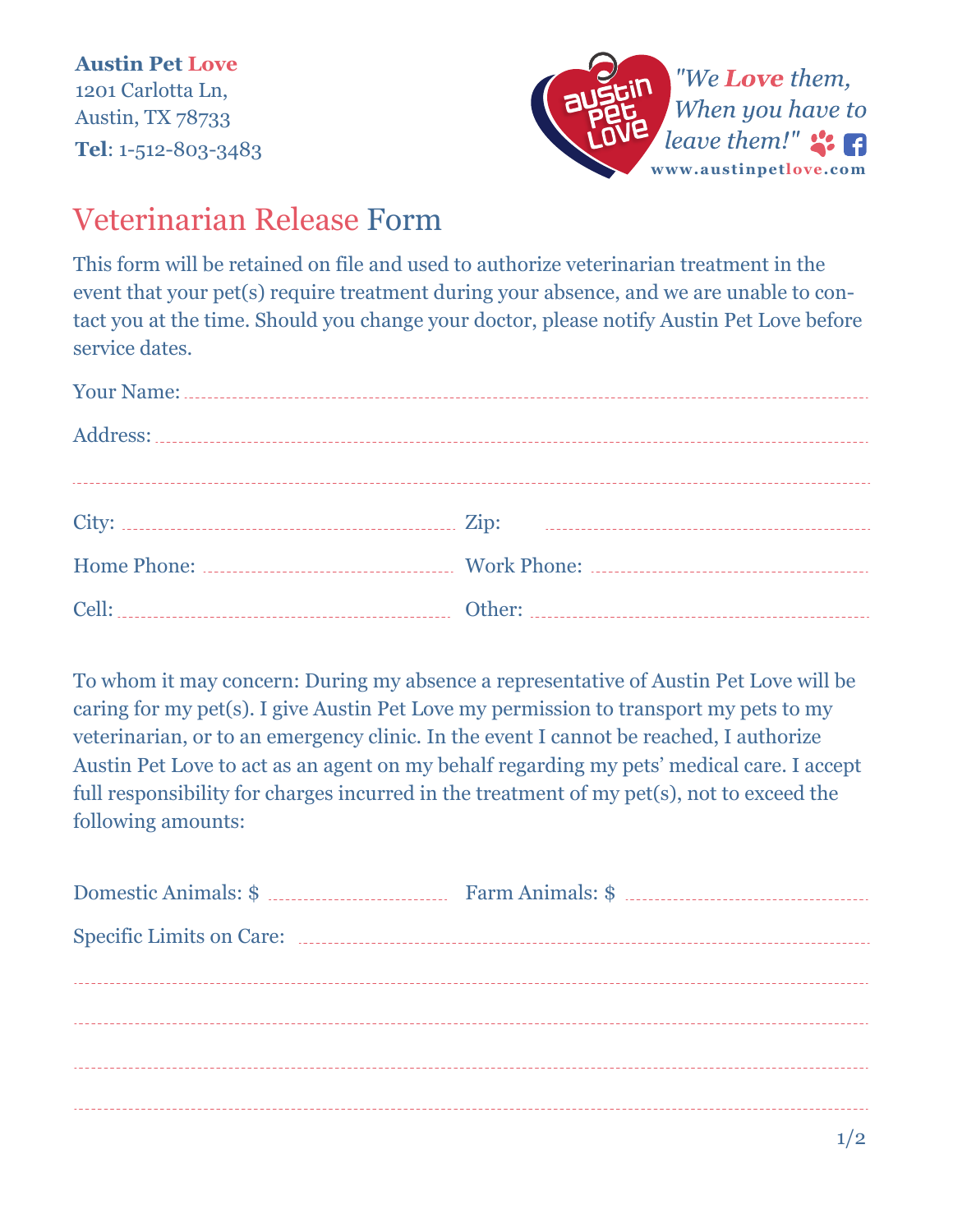**Austin Pet Love**
1201 Carlotta Ln,
Austin, TX 78733
**Tel**: 1-512-803-3483

*"We **Love** them, When you have to leave them!"*
www.austinpetlove.com

# Veterinarian Release Form

This form will be retained on file and used to authorize veterinarian treatment in the event that your pet(s) require treatment during your absence, and we are unable to contact you at the time. Should you change your doctor, please notify Austin Pet Love before service dates.

Your Name: ______________________________

Address: ______________________________

______________________________

City: ______________ Zip: ______________

Home Phone: ______________ Work Phone: ______________

Cell: ______________ Other: ______________

To whom it may concern: During my absence a representative of Austin Pet Love will be caring for my pet(s). I give Austin Pet Love my permission to transport my pets to my veterinarian, or to an emergency clinic. In the event I cannot be reached, I authorize Austin Pet Love to act as an agent on my behalf regarding my pets' medical care. I accept full responsibility for charges incurred in the treatment of my pet(s), not to exceed the following amounts:

Domestic Animals: $ ______________ Farm Animals: $ ______________

Specific Limits on Care: ______________________________

______________________________

______________________________

______________________________

______________________________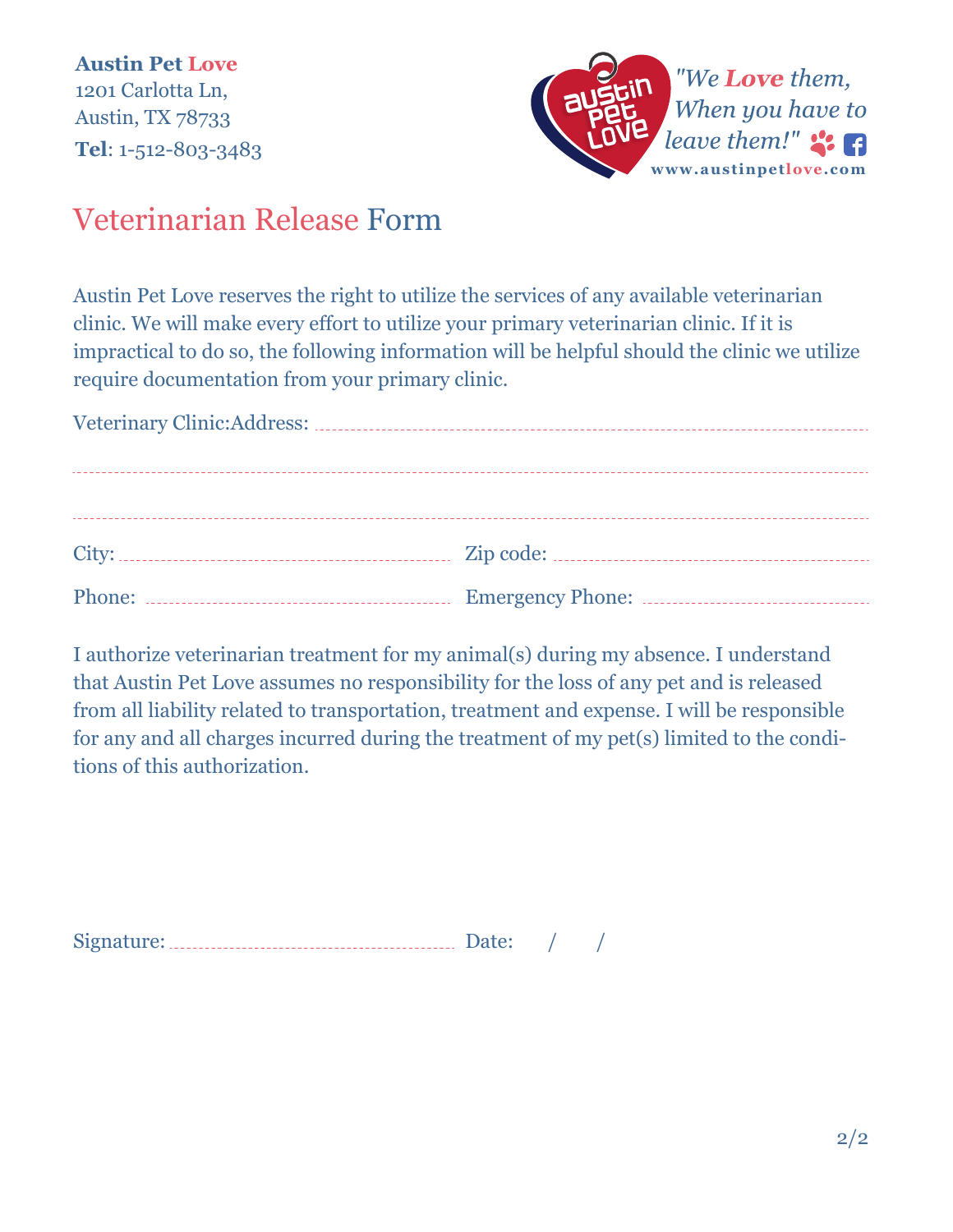**Austin Pet Love**
1201 Carlotta Ln,
Austin, TX 78733
**Tel**: 1-512-803-3483

*"We **Love** them, When you have to leave them!"*
www.austinpetlove.com

# Veterinarian Release Form

Austin Pet Love reserves the right to utilize the services of any available veterinarian clinic. We will make every effort to utilize your primary veterinarian clinic. If it is impractical to do so, the following information will be helpful should the clinic we utilize require documentation from your primary clinic.

Veterinary Clinic:Address: ............................................................

...........................................................................................

...........................................................................................

City: .................................... Zip code: ....................................

Phone: .................................. Emergency Phone: ..............................

I authorize veterinarian treatment for my animal(s) during my absence. I understand that Austin Pet Love assumes no responsibility for the loss of any pet and is released from all liability related to transportation, treatment and expense. I will be responsible for any and all charges incurred during the treatment of my pet(s) limited to the conditions of this authorization.

Signature: .................................... Date: &nbsp;&nbsp;&nbsp; / &nbsp;&nbsp;&nbsp; /